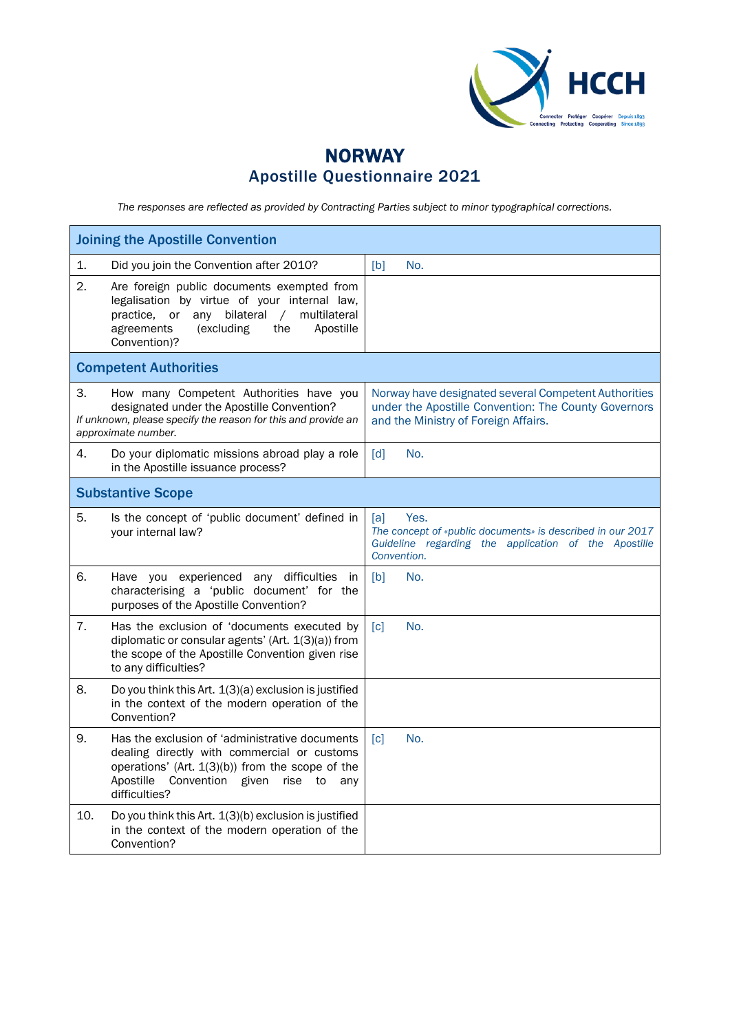# NORWAY

## Apostille Questionnaire 2021

*The responses are reflected as provided by Contracting Parties subject to minor typographical corrections.*

| Joining the Apostille Convention | |
|---|---|
| 1. Did you join the Convention after 2010? | [b] No. |
| 2. Are foreign public documents exempted from legalisation by virtue of your internal law, practice, or any bilateral / multilateral agreements (excluding the Apostille Convention)? | |
| **Competent Authorities** | |
| 3. How many Competent Authorities have you designated under the Apostille Convention? *If unknown, please specify the reason for this and provide an approximate number.* | Norway have designated several Competent Authorities under the Apostille Convention: The County Governors and the Ministry of Foreign Affairs. |
| 4. Do your diplomatic missions abroad play a role in the Apostille issuance process? | [d] No. |
| **Substantive Scope** | |
| 5. Is the concept of 'public document' defined in your internal law? | [a] Yes. *The concept of «public documents» is described in our 2017 Guideline regarding the application of the Apostille Convention.* |
| 6. Have you experienced any difficulties in characterising a 'public document' for the purposes of the Apostille Convention? | [b] No. |
| 7. Has the exclusion of 'documents executed by diplomatic or consular agents' (Art. 1(3)(a)) from the scope of the Apostille Convention given rise to any difficulties? | [c] No. |
| 8. Do you think this Art. 1(3)(a) exclusion is justified in the context of the modern operation of the Convention? | |
| 9. Has the exclusion of 'administrative documents dealing directly with commercial or customs operations' (Art. 1(3)(b)) from the scope of the Apostille Convention given rise to any difficulties? | [c] No. |
| 10. Do you think this Art. 1(3)(b) exclusion is justified in the context of the modern operation of the Convention? | |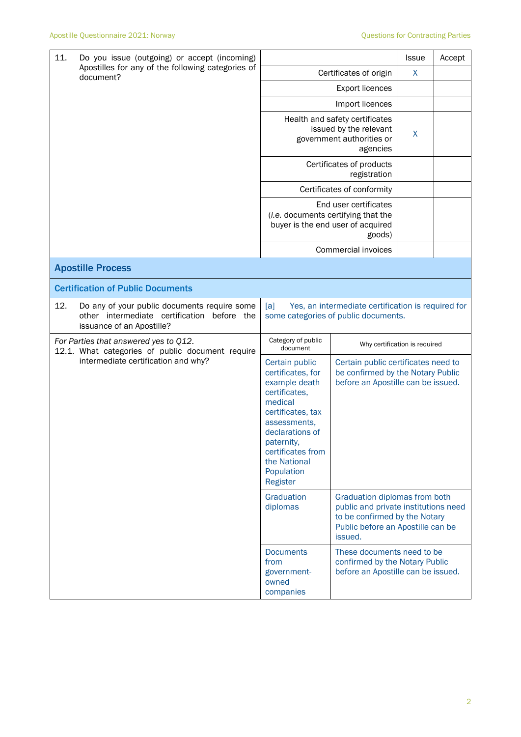| 11. Do you issue (outgoing) or accept (incoming) Apostilles for any of the following categories of document? | | Issue | Accept |
|---|---|---|---|
| | Certificates of origin | X | |
| | Export licences | | |
| | Import licences | | |
| | Health and safety certificates issued by the relevant government authorities or agencies | X | |
| | Certificates of products registration | | |
| | Certificates of conformity | | |
| | End user certificates (*i.e.* documents certifying that the buyer is the end user of acquired goods) | | |
| | Commercial invoices | | |

## Apostille Process

### Certification of Public Documents

| 12. Do any of your public documents require some other intermediate certification before the issuance of an Apostille? | [a] Yes, an intermediate certification is required for some categories of public documents. | |
|---|---|---|
| *For Parties that answered yes to Q12.* 12.1. What categories of public document require intermediate certification and why? | Category of public document | Why certification is required |
| | Certain public certificates, for example death certificates, medical certificates, tax assessments, declarations of paternity, certificates from the National Population Register | Certain public certificates need to be confirmed by the Notary Public before an Apostille can be issued. |
| | Graduation diplomas | Graduation diplomas from both public and private institutions need to be confirmed by the Notary Public before an Apostille can be issued. |
| | Documents from government-owned companies | These documents need to be confirmed by the Notary Public before an Apostille can be issued. |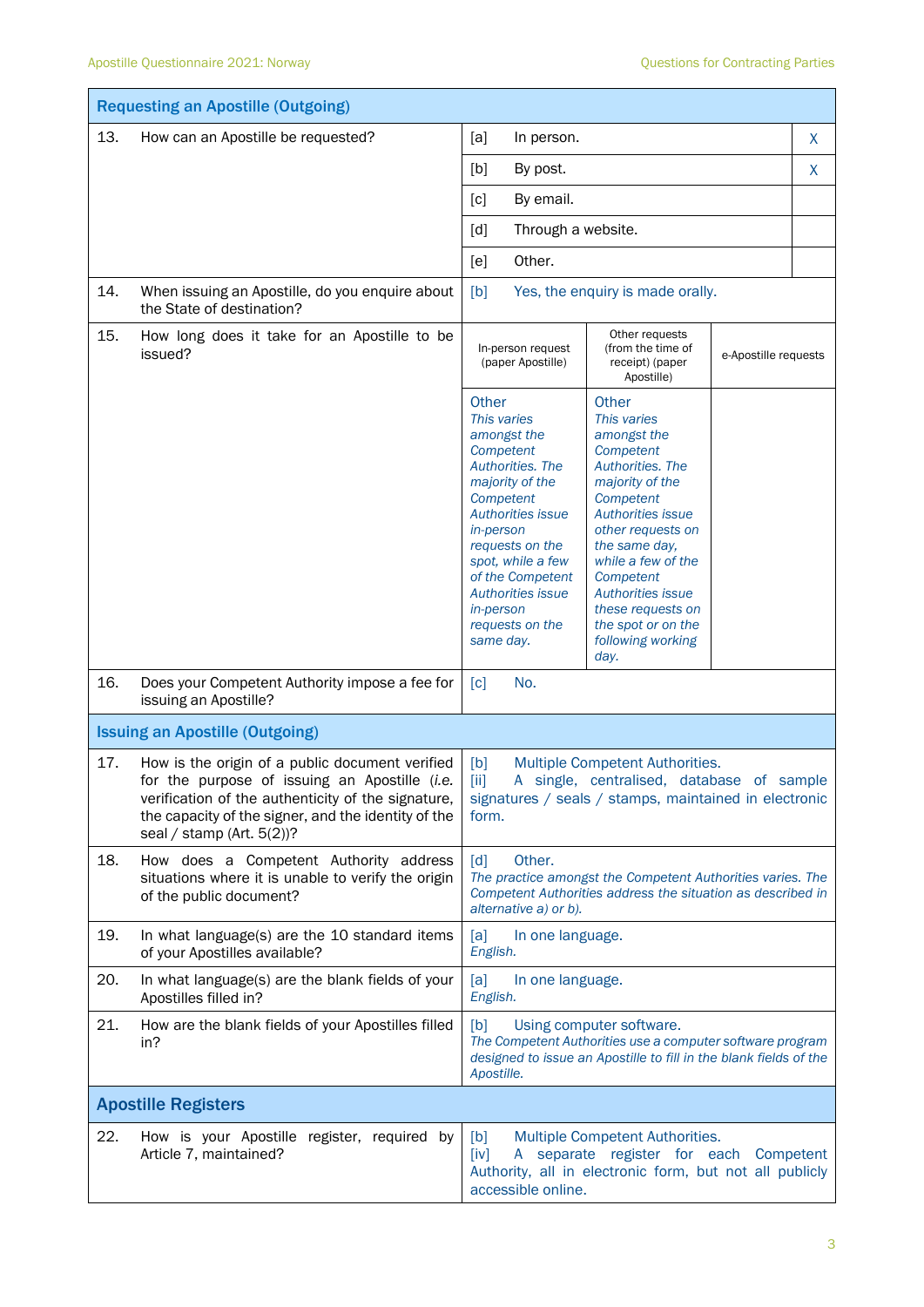## Requesting an Apostille (Outgoing)

| | | | | |
|---|---|---|---|---|
| 13. | How can an Apostille be requested? | [a] | In person. | X |
| | | [b] | By post. | X |
| | | [c] | By email. | |
| | | [d] | Through a website. | |
| | | [e] | Other. | |

| | | |
|---|---|---|
| 14. | When issuing an Apostille, do you enquire about the State of destination? | [b] Yes, the enquiry is made orally. |

15. How long does it take for an Apostille to be issued?

| In-person request (paper Apostille) | Other requests (from the time of receipt) (paper Apostille) | e-Apostille requests |
|---|---|---|
| Other *This varies amongst the Competent Authorities. The majority of the Competent Authorities issue in-person requests on the spot, while a few of the Competent Authorities issue in-person requests on the same day.* | Other *This varies amongst the Competent Authorities. The majority of the Competent Authorities issue other requests on the same day, while a few of the Competent Authorities issue these requests on the spot or on the following working day.* | |

| | | |
|---|---|---|
| 16. | Does your Competent Authority impose a fee for issuing an Apostille? | [c] No. |

## Issuing an Apostille (Outgoing)

| | | |
|---|---|---|
| 17. | How is the origin of a public document verified for the purpose of issuing an Apostille (*i.e.* verification of the authenticity of the signature, the capacity of the signer, and the identity of the seal / stamp (Art. 5(2))? | [b] Multiple Competent Authorities. [ii] A single, centralised, database of sample signatures / seals / stamps, maintained in electronic form. |
| 18. | How does a Competent Authority address situations where it is unable to verify the origin of the public document? | [d] Other. *The practice amongst the Competent Authorities varies. The Competent Authorities address the situation as described in alternative a) or b).* |
| 19. | In what language(s) are the 10 standard items of your Apostilles available? | [a] In one language. *English.* |
| 20. | In what language(s) are the blank fields of your Apostilles filled in? | [a] In one language. *English.* |
| 21. | How are the blank fields of your Apostilles filled in? | [b] Using computer software. *The Competent Authorities use a computer software program designed to issue an Apostille to fill in the blank fields of the Apostille.* |

## Apostille Registers

| | | |
|---|---|---|
| 22. | How is your Apostille register, required by Article 7, maintained? | [b] Multiple Competent Authorities. [iv] A separate register for each Competent Authority, all in electronic form, but not all publicly accessible online. |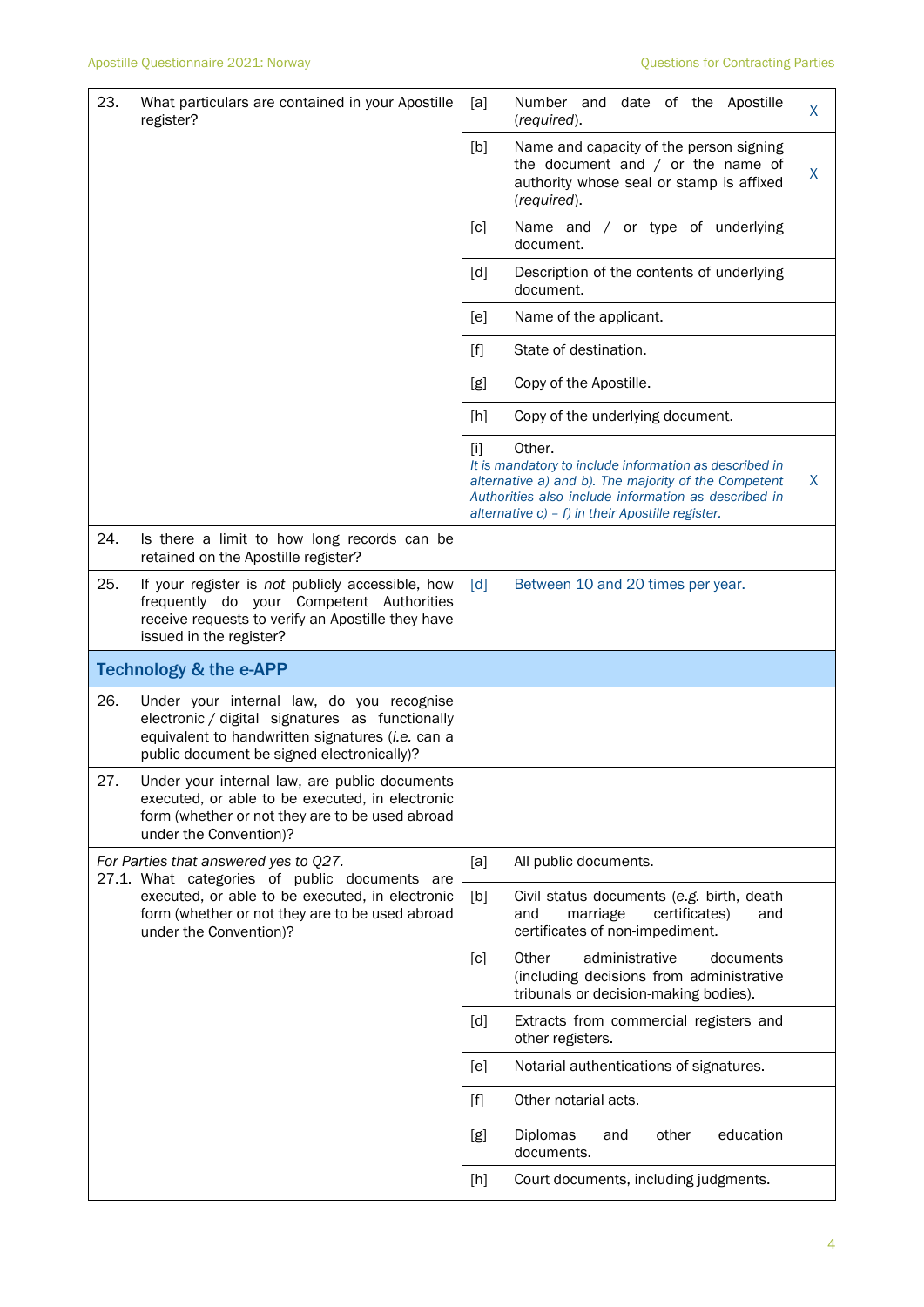| | | | |
|---|---|---|---|
| 23. What particulars are contained in your Apostille register? | [a] | Number and date of the Apostille (*required*). | X |
| | [b] | Name and capacity of the person signing the document and / or the name of authority whose seal or stamp is affixed (*required*). | X |
| | [c] | Name and / or type of underlying document. | |
| | [d] | Description of the contents of underlying document. | |
| | [e] | Name of the applicant. | |
| | [f] | State of destination. | |
| | [g] | Copy of the Apostille. | |
| | [h] | Copy of the underlying document. | |
| | [i] | Other. *It is mandatory to include information as described in alternative a) and b). The majority of the Competent Authorities also include information as described in alternative c) – f) in their Apostille register.* | X |
| 24. Is there a limit to how long records can be retained on the Apostille register? | | | |
| 25. If your register is *not* publicly accessible, how frequently do your Competent Authorities receive requests to verify an Apostille they have issued in the register? | [d] | Between 10 and 20 times per year. | |
| **Technology & the e-APP** | | | |
| 26. Under your internal law, do you recognise electronic / digital signatures as functionally equivalent to handwritten signatures (*i.e.* can a public document be signed electronically)? | | | |
| 27. Under your internal law, are public documents executed, or able to be executed, in electronic form (whether or not they are to be used abroad under the Convention)? | | | |
| *For Parties that answered yes to Q27.* 27.1. What categories of public documents are executed, or able to be executed, in electronic form (whether or not they are to be used abroad under the Convention)? | [a] | All public documents. | |
| | [b] | Civil status documents (*e.g.* birth, death and marriage certificates) and certificates of non-impediment. | |
| | [c] | Other administrative documents (including decisions from administrative tribunals or decision-making bodies). | |
| | [d] | Extracts from commercial registers and other registers. | |
| | [e] | Notarial authentications of signatures. | |
| | [f] | Other notarial acts. | |
| | [g] | Diplomas and other education documents. | |
| | [h] | Court documents, including judgments. | |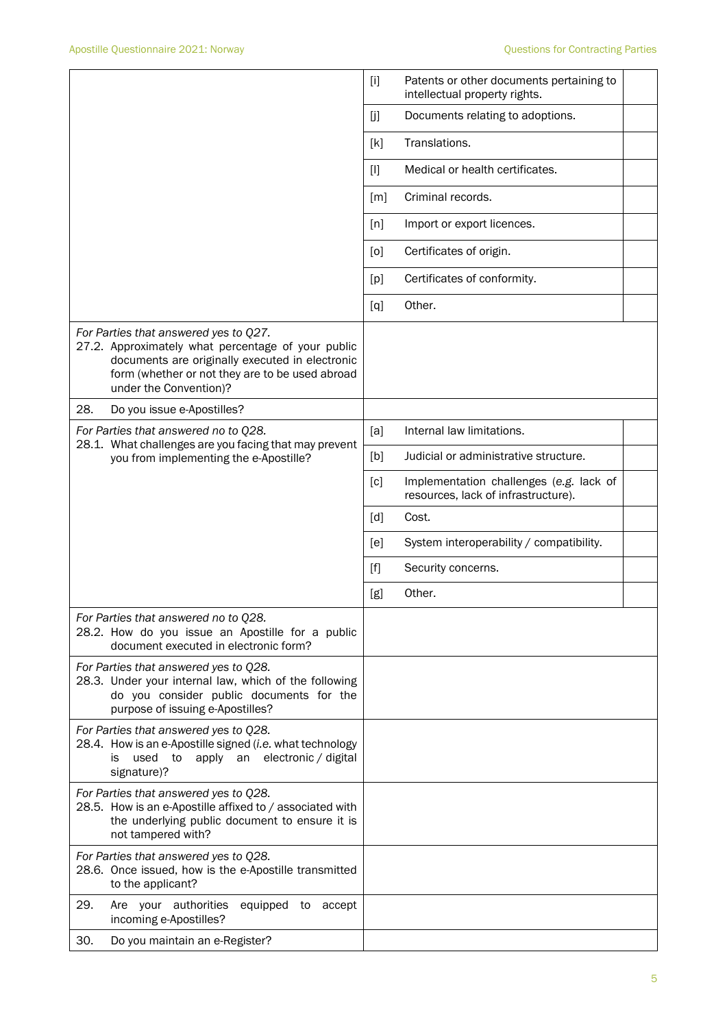| Question | | | |
|---|---|---|---|
| | [i] | Patents or other documents pertaining to intellectual property rights. | |
| | [j] | Documents relating to adoptions. | |
| | [k] | Translations. | |
| | [l] | Medical or health certificates. | |
| | [m] | Criminal records. | |
| | [n] | Import or export licences. | |
| | [o] | Certificates of origin. | |
| | [p] | Certificates of conformity. | |
| | [q] | Other. | |
| *For Parties that answered yes to Q27.* 27.2. Approximately what percentage of your public documents are originally executed in electronic form (whether or not they are to be used abroad under the Convention)? | | | |
| 28. Do you issue e-Apostilles? | | | |
| *For Parties that answered no to Q28.* 28.1. What challenges are you facing that may prevent you from implementing the e-Apostille? | [a] | Internal law limitations. | |
| | [b] | Judicial or administrative structure. | |
| | [c] | Implementation challenges (*e.g.* lack of resources, lack of infrastructure). | |
| | [d] | Cost. | |
| | [e] | System interoperability / compatibility. | |
| | [f] | Security concerns. | |
| | [g] | Other. | |
| *For Parties that answered no to Q28.* 28.2. How do you issue an Apostille for a public document executed in electronic form? | | | |
| *For Parties that answered yes to Q28.* 28.3. Under your internal law, which of the following do you consider public documents for the purpose of issuing e-Apostilles? | | | |
| *For Parties that answered yes to Q28.* 28.4. How is an e-Apostille signed (*i.e.* what technology is used to apply an electronic / digital signature)? | | | |
| *For Parties that answered yes to Q28.* 28.5. How is an e-Apostille affixed to / associated with the underlying public document to ensure it is not tampered with? | | | |
| *For Parties that answered yes to Q28.* 28.6. Once issued, how is the e-Apostille transmitted to the applicant? | | | |
| 29. Are your authorities equipped to accept incoming e-Apostilles? | | | |
| 30. Do you maintain an e-Register? | | | |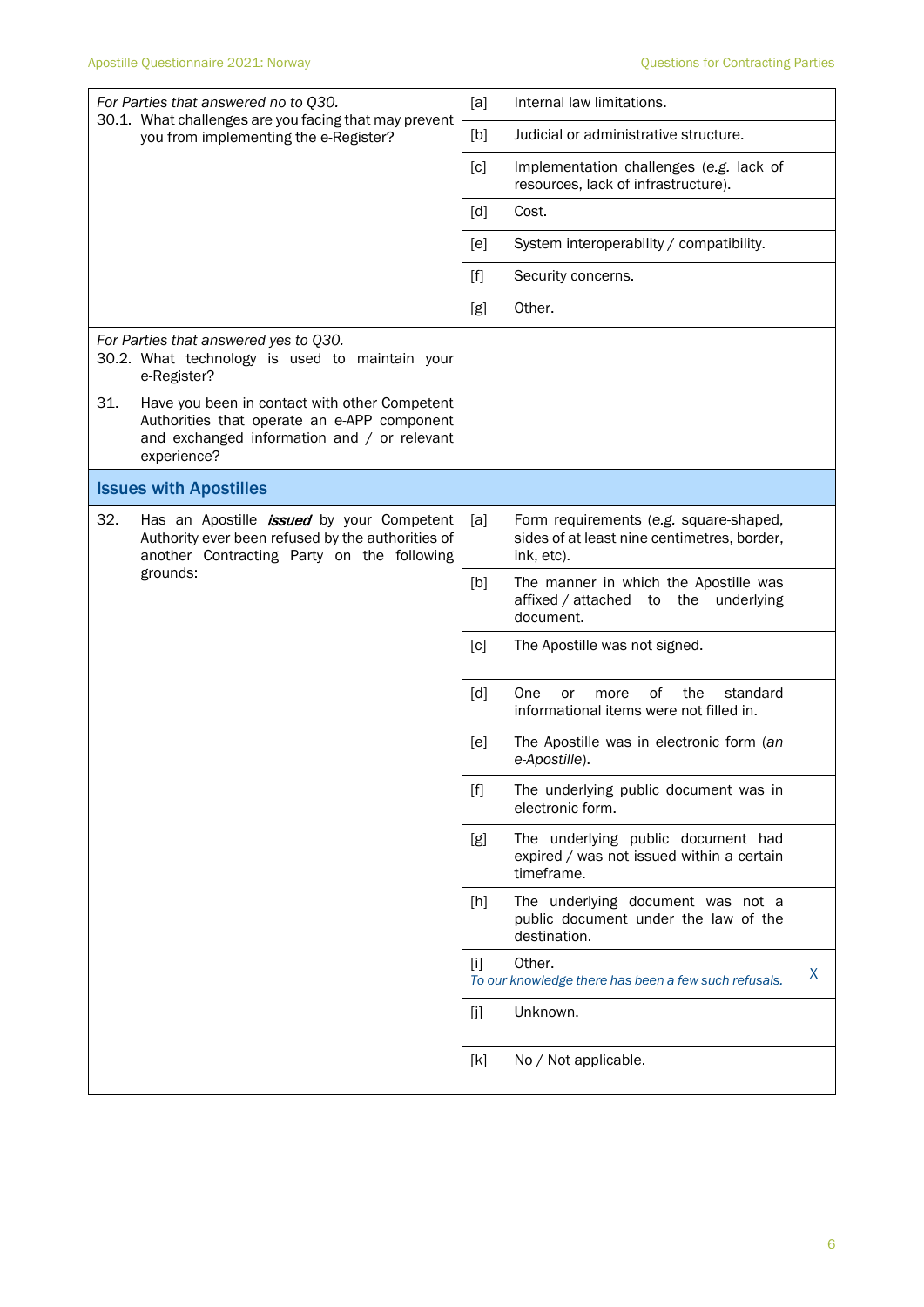| Question | Option | Response | Mark |
| --- | --- | --- | --- |
| *For Parties that answered no to Q30.*<br>30.1. What challenges are you facing that may prevent you from implementing the e-Register? | [a] | Internal law limitations. | |
| | [b] | Judicial or administrative structure. | |
| | [c] | Implementation challenges (*e.g.* lack of resources, lack of infrastructure). | |
| | [d] | Cost. | |
| | [e] | System interoperability / compatibility. | |
| | [f] | Security concerns. | |
| | [g] | Other. | |
| *For Parties that answered yes to Q30.*<br>30.2. What technology is used to maintain your e-Register? | | | |
| 31. Have you been in contact with other Competent Authorities that operate an e-APP component and exchanged information and / or relevant experience? | | | |
| **Issues with Apostilles** | | | |
| 32. Has an Apostille ***issued*** by your Competent Authority ever been refused by the authorities of another Contracting Party on the following grounds: | [a] | Form requirements (*e.g.* square-shaped, sides of at least nine centimetres, border, ink, etc). | |
| | [b] | The manner in which the Apostille was affixed / attached to the underlying document. | |
| | [c] | The Apostille was not signed. | |
| | [d] | One or more of the standard informational items were not filled in. | |
| | [e] | The Apostille was in electronic form (*an e-Apostille*). | |
| | [f] | The underlying public document was in electronic form. | |
| | [g] | The underlying public document had expired / was not issued within a certain timeframe. | |
| | [h] | The underlying document was not a public document under the law of the destination. | |
| | [i] | Other.<br>*To our knowledge there has been a few such refusals.* | X |
| | [j] | Unknown. | |
| | [k] | No / Not applicable. | |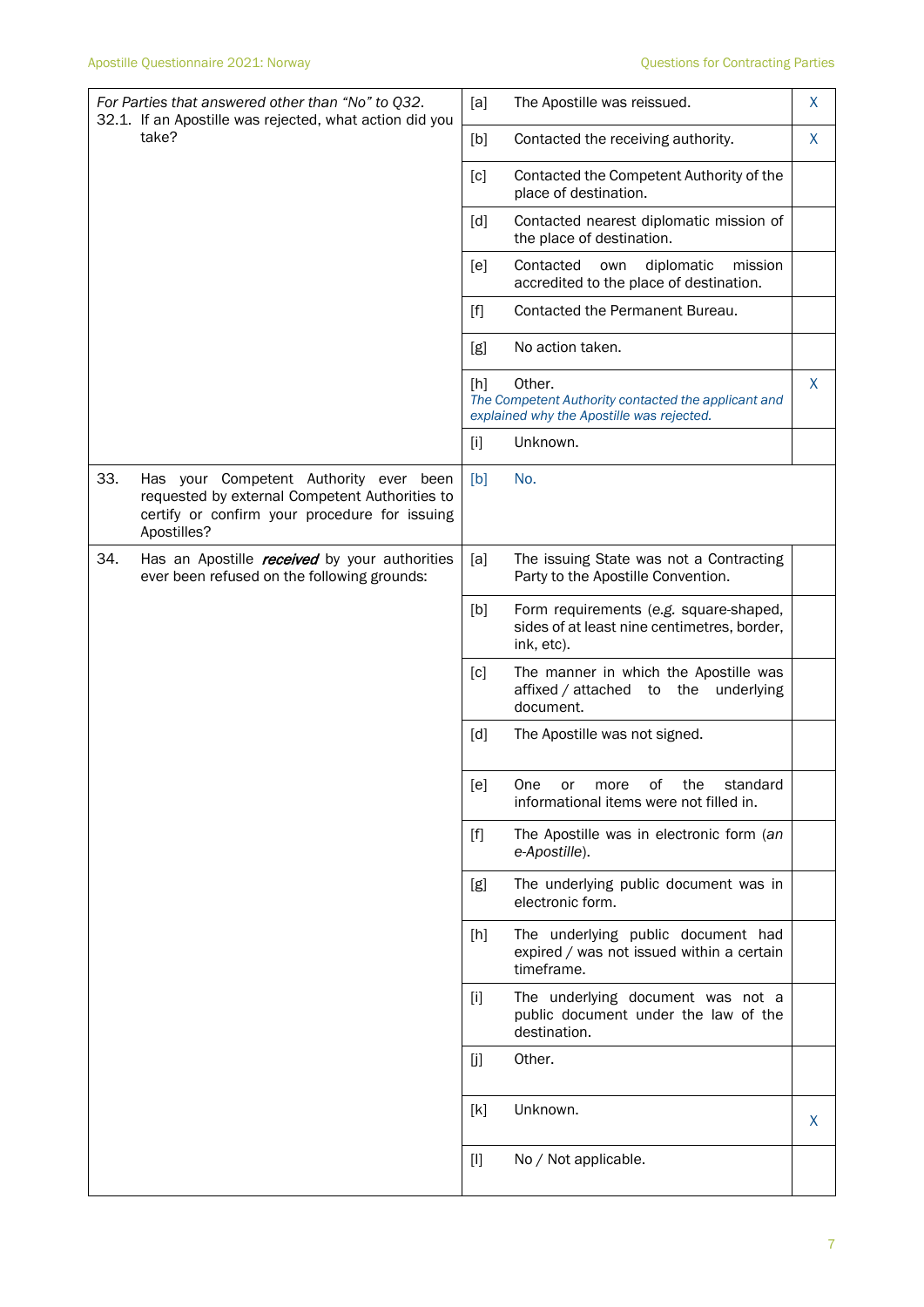| Question | | Answer | |
|---|---|---|---|
| *For Parties that answered other than "No" to Q32.* 32.1. If an Apostille was rejected, what action did you take? | [a] | The Apostille was reissued. | X |
| | [b] | Contacted the receiving authority. | X |
| | [c] | Contacted the Competent Authority of the place of destination. | |
| | [d] | Contacted nearest diplomatic mission of the place of destination. | |
| | [e] | Contacted own diplomatic mission accredited to the place of destination. | |
| | [f] | Contacted the Permanent Bureau. | |
| | [g] | No action taken. | |
| | [h] | Other. *The Competent Authority contacted the applicant and explained why the Apostille was rejected.* | X |
| | [i] | Unknown. | |
| 33. Has your Competent Authority ever been requested by external Competent Authorities to certify or confirm your procedure for issuing Apostilles? | [b] | No. | |
| 34. Has an Apostille ***received*** by your authorities ever been refused on the following grounds: | [a] | The issuing State was not a Contracting Party to the Apostille Convention. | |
| | [b] | Form requirements (*e.g.* square-shaped, sides of at least nine centimetres, border, ink, etc). | |
| | [c] | The manner in which the Apostille was affixed / attached to the underlying document. | |
| | [d] | The Apostille was not signed. | |
| | [e] | One or more of the standard informational items were not filled in. | |
| | [f] | The Apostille was in electronic form (*an e-Apostille*). | |
| | [g] | The underlying public document was in electronic form. | |
| | [h] | The underlying public document had expired / was not issued within a certain timeframe. | |
| | [i] | The underlying document was not a public document under the law of the destination. | |
| | [j] | Other. | |
| | [k] | Unknown. | X |
| | [l] | No / Not applicable. | |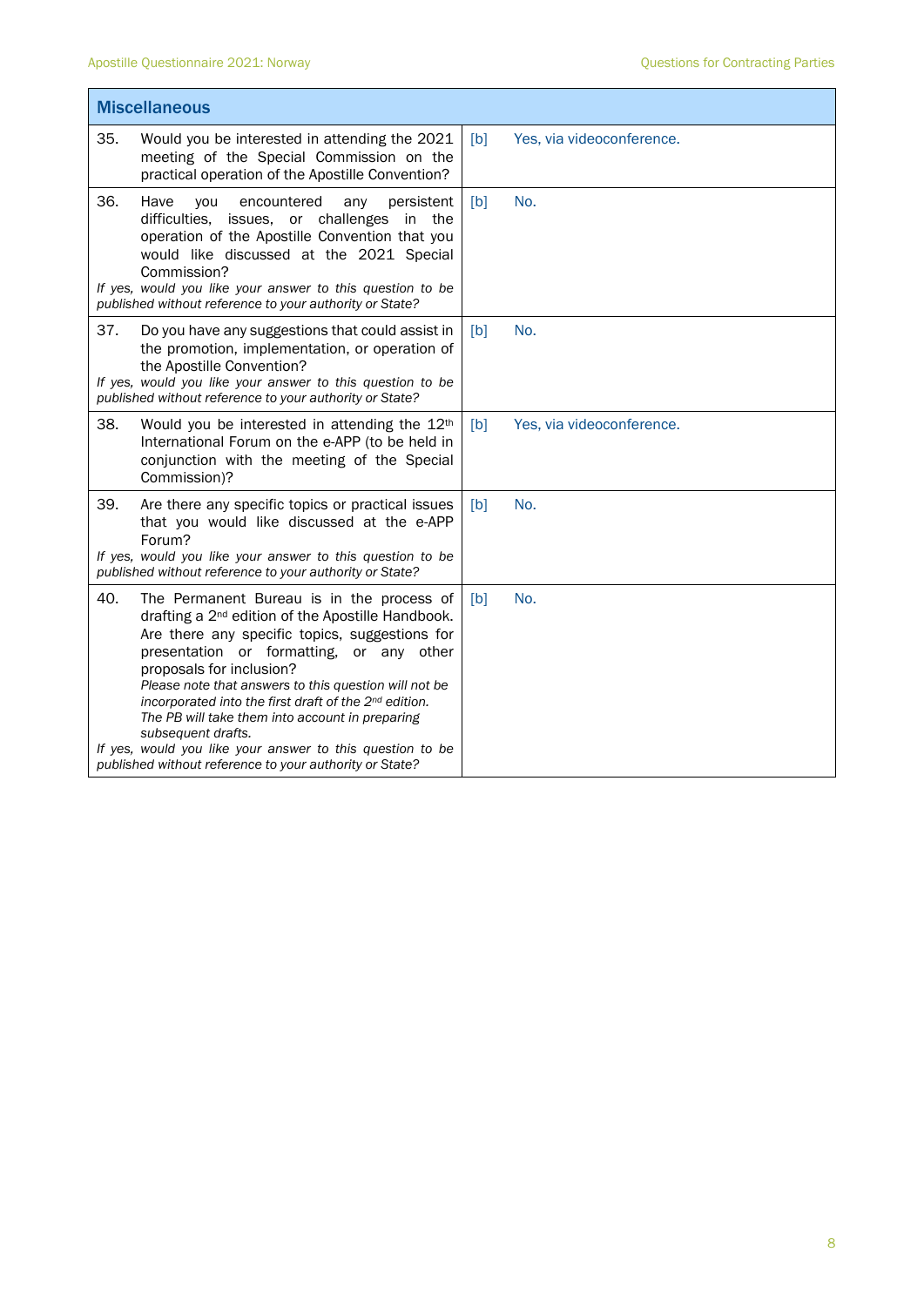| Miscellaneous | |
|---|---|
| 35. Would you be interested in attending the 2021 meeting of the Special Commission on the practical operation of the Apostille Convention? | [b] Yes, via videoconference. |
| 36. Have you encountered any persistent difficulties, issues, or challenges in the operation of the Apostille Convention that you would like discussed at the 2021 Special Commission? *If yes, would you like your answer to this question to be published without reference to your authority or State?* | [b] No. |
| 37. Do you have any suggestions that could assist in the promotion, implementation, or operation of the Apostille Convention? *If yes, would you like your answer to this question to be published without reference to your authority or State?* | [b] No. |
| 38. Would you be interested in attending the 12th International Forum on the e-APP (to be held in conjunction with the meeting of the Special Commission)? | [b] Yes, via videoconference. |
| 39. Are there any specific topics or practical issues that you would like discussed at the e-APP Forum? *If yes, would you like your answer to this question to be published without reference to your authority or State?* | [b] No. |
| 40. The Permanent Bureau is in the process of drafting a 2nd edition of the Apostille Handbook. Are there any specific topics, suggestions for presentation or formatting, or any other proposals for inclusion? *Please note that answers to this question will not be incorporated into the first draft of the 2nd edition. The PB will take them into account in preparing subsequent drafts.* *If yes, would you like your answer to this question to be published without reference to your authority or State?* | [b] No. |